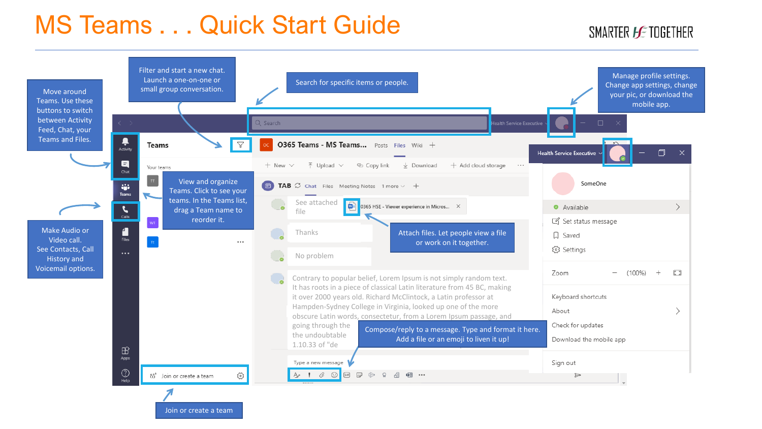# MS Teams . . . Quick Start Guide

SMARTER HSE TOGETHER

Move around Teams. Use these buttons to switch between Activity Feed, Chat, your Teams and Files.

Filter and start a new chat. Launch a one-on-one or small group conversation.

Search for specific items or people.

Manage profile settings. Change app settings, change your pic, or download the mobile app.

View and organize Teams. Click to see your teams. In the Teams list, drag a Team name to reorder it.

Attach files. Let people view a file or work on it together.

Make Audio or Video call. See Contacts, Call History and Voicemail options.

Compose/reply to a message. Type and format it here. Add a file or an emoji to liven it up!

Join or create a team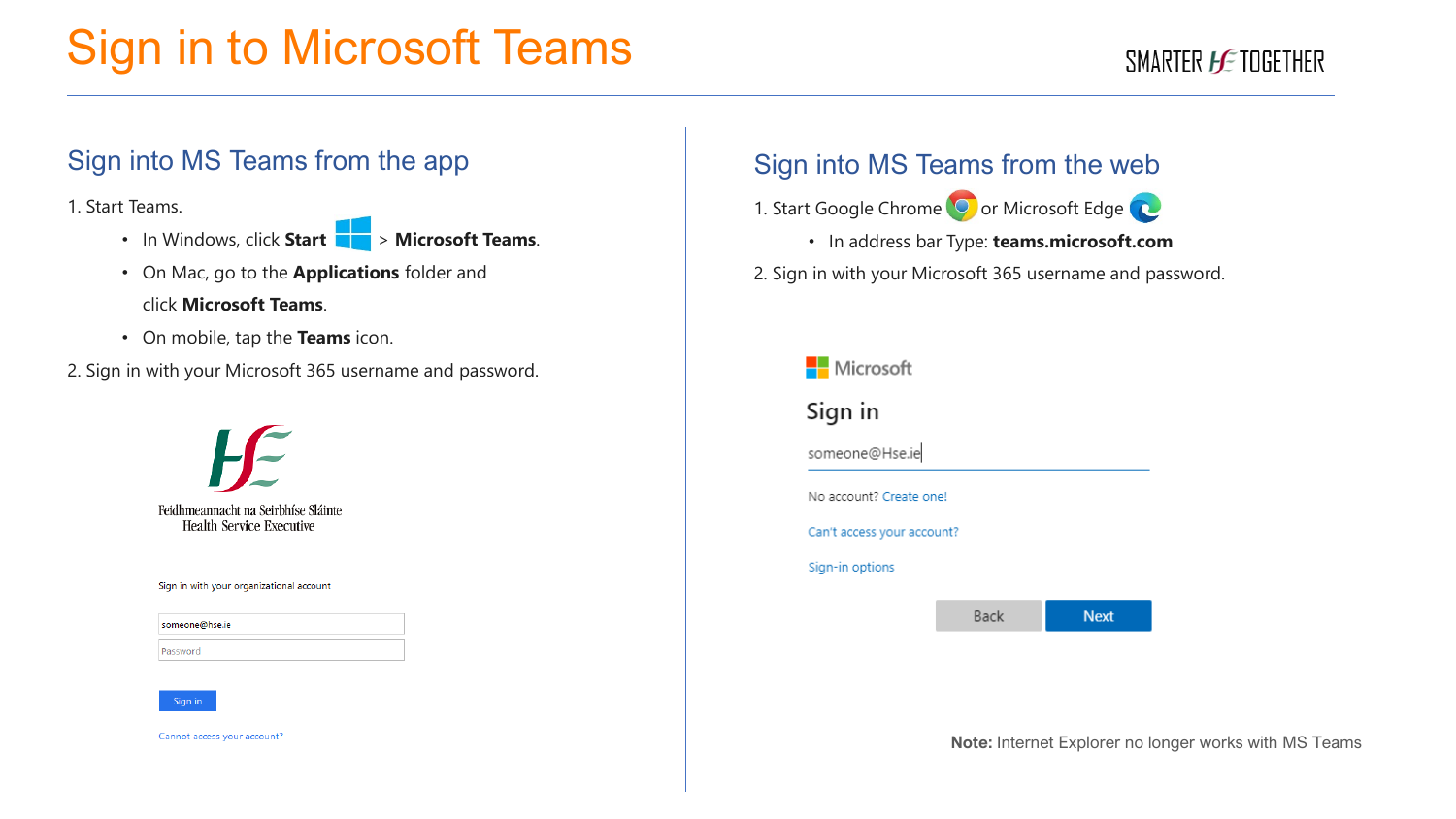# Sign in to Microsoft Teams

## Sign into MS Teams from the app

1. Start Teams.
   - In Windows, click **Start** > **Microsoft Teams**.
   - On Mac, go to the **Applications** folder and click **Microsoft Teams**.
   - On mobile, tap the **Teams** icon.
2. Sign in with your Microsoft 365 username and password.

Feidhmeannacht na Seirbhíse Sláinte
Health Service Executive

Sign in with your organizational account

someone@hse.ie

Password

Sign in

Cannot access your account?

## Sign into MS Teams from the web

1. Start Google Chrome or Microsoft Edge
   - In address bar Type: **teams.microsoft.com**
2. Sign in with your Microsoft 365 username and password.

Microsoft

Sign in

someone@Hse.ie

No account? Create one!

Can't access your account?

Sign-in options

Back | Next

**Note:** Internet Explorer no longer works with MS Teams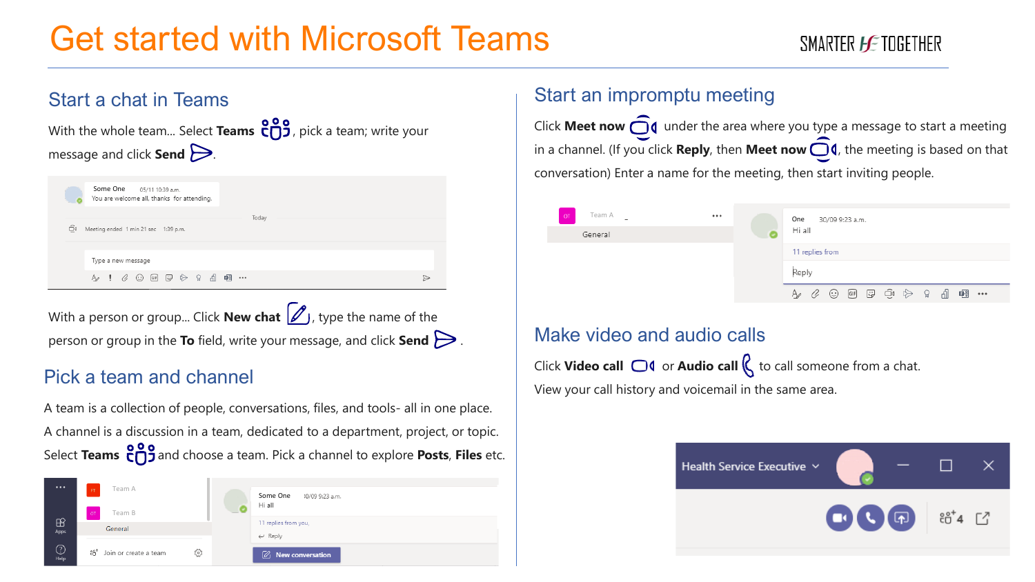# Get started with Microsoft Teams

SMARTER TOGETHER

## Start a chat in Teams

With the whole team... Select **Teams**, pick a team; write your message and click **Send**.

With a person or group... Click **New chat**, type the name of the person or group in the **To** field, write your message, and click **Send**.

## Pick a team and channel

A team is a collection of people, conversations, files, and tools- all in one place.

A channel is a discussion in a team, dedicated to a department, project, or topic.

Select **Teams** and choose a team. Pick a channel to explore **Posts**, **Files** etc.

## Start an impromptu meeting

Click **Meet now** under the area where you type a message to start a meeting in a channel. (If you click **Reply**, then **Meet now**, the meeting is based on that conversation) Enter a name for the meeting, then start inviting people.

## Make video and audio calls

Click **Video call** or **Audio call** to call someone from a chat.

View your call history and voicemail in the same area.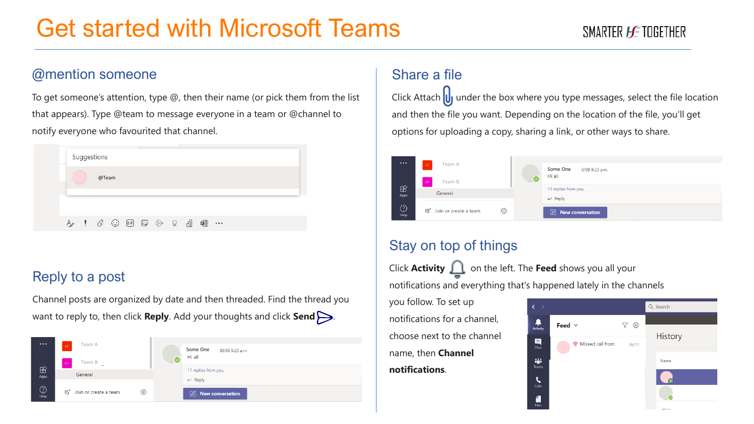# Get started with Microsoft Teams

## @mention someone

To get someone's attention, type @, then their name (or pick them from the list that appears). Type @team to message everyone in a team or @channel to notify everyone who favourited that channel.

## Reply to a post

Channel posts are organized by date and then threaded. Find the thread you want to reply to, then click **Reply**. Add your thoughts and click **Send**.

## Share a file

Click Attach under the box where you type messages, select the file location and then the file you want. Depending on the location of the file, you'll get options for uploading a copy, sharing a link, or other ways to share.

## Stay on top of things

Click **Activity** on the left. The **Feed** shows you all your notifications and everything that's happened lately in the channels you follow. To set up notifications for a channel, choose next to the channel name, then **Channel notifications**.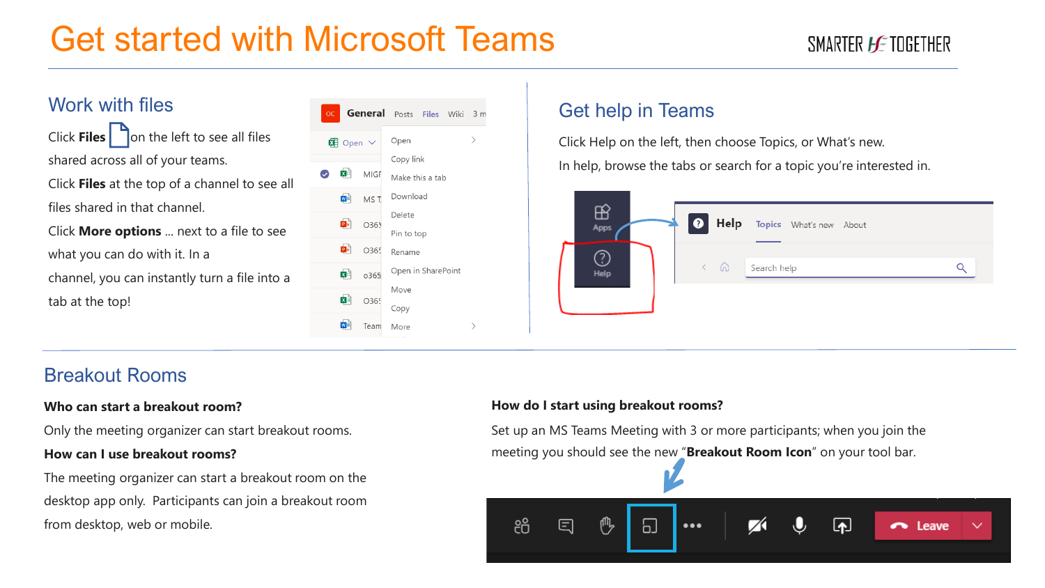# Get started with Microsoft Teams

## Work with files

Click **Files** on the left to see all files shared across all of your teams.

Click **Files** at the top of a channel to see all files shared in that channel.

Click **More options** ... next to a file to see what you can do with it. In a channel, you can instantly turn a file into a tab at the top!

## Get help in Teams

Click Help on the left, then choose Topics, or What's new.

In help, browse the tabs or search for a topic you're interested in.

## Breakout Rooms

**Who can start a breakout room?**

Only the meeting organizer can start breakout rooms.

**How can I use breakout rooms?**

The meeting organizer can start a breakout room on the desktop app only. Participants can join a breakout room from desktop, web or mobile.

**How do I start using breakout rooms?**

Set up an MS Teams Meeting with 3 or more participants; when you join the meeting you should see the new "**Breakout Room Icon**" on your tool bar.